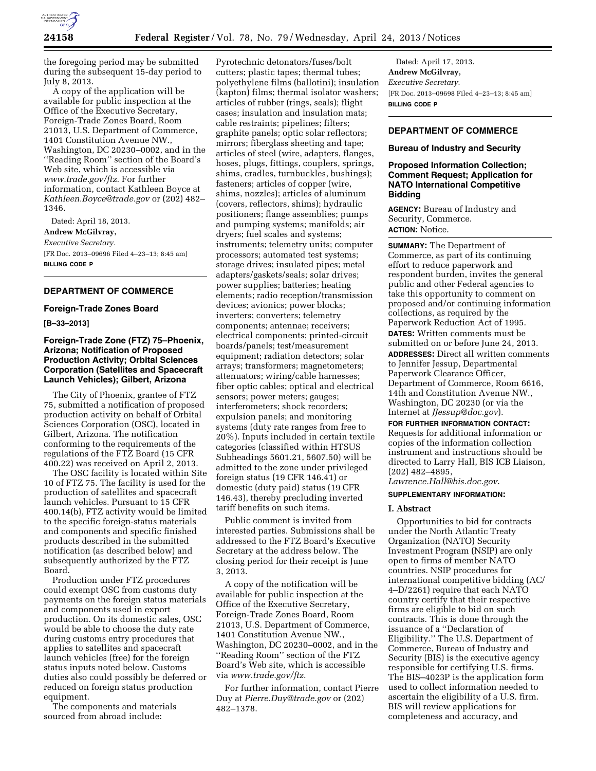the foregoing period may be submitted during the subsequent 15-day period to July 8, 2013.

A copy of the application will be available for public inspection at the Office of the Executive Secretary, Foreign-Trade Zones Board, Room 21013, U.S. Department of Commerce, 1401 Constitution Avenue NW., Washington, DC 20230–0002, and in the ''Reading Room'' section of the Board's Web site, which is accessible via *www.trade.gov/ftz*. For further information, contact Kathleen Boyce at *Kathleen.Boyce@trade.gov* or (202) 482–1346.

Dated: April 18, 2013.

**Andrew McGilvray,**

*Executive Secretary.*

[FR Doc. 2013–09696 Filed 4–23–13; 8:45 am]

**BILLING CODE P**

## DEPARTMENT OF COMMERCE

### Foreign-Trade Zones Board

**[B–33–2013]**

### Foreign-Trade Zone (FTZ) 75–Phoenix, Arizona; Notification of Proposed Production Activity; Orbital Sciences Corporation (Satellites and Spacecraft Launch Vehicles); Gilbert, Arizona

The City of Phoenix, grantee of FTZ 75, submitted a notification of proposed production activity on behalf of Orbital Sciences Corporation (OSC), located in Gilbert, Arizona. The notification conforming to the requirements of the regulations of the FTZ Board (15 CFR 400.22) was received on April 2, 2013.

The OSC facility is located within Site 10 of FTZ 75. The facility is used for the production of satellites and spacecraft launch vehicles. Pursuant to 15 CFR 400.14(b), FTZ activity would be limited to the specific foreign-status materials and components and specific finished products described in the submitted notification (as described below) and subsequently authorized by the FTZ Board.

Production under FTZ procedures could exempt OSC from customs duty payments on the foreign status materials and components used in export production. On its domestic sales, OSC would be able to choose the duty rate during customs entry procedures that applies to satellites and spacecraft launch vehicles (free) for the foreign status inputs noted below. Customs duties also could possibly be deferred or reduced on foreign status production equipment.

The components and materials sourced from abroad include: Pyrotechnic detonators/fuses/bolt cutters; plastic tapes; thermal tubes; polyethylene films (ballotini); insulation (kapton) films; thermal isolator washers; articles of rubber (rings, seals); flight cases; insulation and insulation mats; cable restraints; pipelines; filters; graphite panels; optic solar reflectors; mirrors; fiberglass sheeting and tape; articles of steel (wire, adapters, flanges, hoses, plugs, fittings, couplers, springs, shims, cradles, turnbuckles, bushings); fasteners; articles of copper (wire, shims, nozzles); articles of aluminum (covers, reflectors, shims); hydraulic positioners; flange assemblies; pumps and pumping systems; manifolds; air dryers; fuel scales and systems; instruments; telemetry units; computer processors; automated test systems; storage drives; insulated pipes; metal adapters/gaskets/seals; solar drives; power supplies; batteries; heating elements; radio reception/transmission devices; avionics; power blocks; inverters; converters; telemetry components; antennae; receivers; electrical components; printed-circuit boards/panels; test/measurement equipment; radiation detectors; solar arrays; transformers; magnetometers; attenuators; wiring/cable harnesses; fiber optic cables; optical and electrical sensors; power meters; gauges; interferometers; shock recorders; expulsion panels; and monitoring systems (duty rate ranges from free to 20%). Inputs included in certain textile categories (classified within HTSUS Subheadings 5601.21, 5607.50) will be admitted to the zone under privileged foreign status (19 CFR 146.41) or domestic (duty paid) status (19 CFR 146.43), thereby precluding inverted tariff benefits on such items.

Public comment is invited from interested parties. Submissions shall be addressed to the FTZ Board's Executive Secretary at the address below. The closing period for their receipt is June 3, 2013.

A copy of the notification will be available for public inspection at the Office of the Executive Secretary, Foreign-Trade Zones Board, Room 21013, U.S. Department of Commerce, 1401 Constitution Avenue NW., Washington, DC 20230–0002, and in the ''Reading Room'' section of the FTZ Board's Web site, which is accessible via *www.trade.gov/ftz*.

For further information, contact Pierre Duy at *Pierre.Duy@trade.gov* or (202) 482–1378.

Dated: April 17, 2013.

**Andrew McGilvray,**

*Executive Secretary.*

[FR Doc. 2013–09698 Filed 4–23–13; 8:45 am]

**BILLING CODE P**

## DEPARTMENT OF COMMERCE

### Bureau of Industry and Security

### Proposed Information Collection; Comment Request; Application for NATO International Competitive Bidding

**AGENCY:** Bureau of Industry and Security, Commerce.

**ACTION:** Notice.

**SUMMARY:** The Department of Commerce, as part of its continuing effort to reduce paperwork and respondent burden, invites the general public and other Federal agencies to take this opportunity to comment on proposed and/or continuing information collections, as required by the Paperwork Reduction Act of 1995.

**DATES:** Written comments must be submitted on or before June 24, 2013.

**ADDRESSES:** Direct all written comments to Jennifer Jessup, Departmental Paperwork Clearance Officer, Department of Commerce, Room 6616, 14th and Constitution Avenue NW., Washington, DC 20230 (or via the Internet at *JJessup@doc.gov*).

**FOR FURTHER INFORMATION CONTACT:** Requests for additional information or copies of the information collection instrument and instructions should be directed to Larry Hall, BIS ICB Liaison, (202) 482–4895, *Lawrence.Hall@bis.doc.gov*.

**SUPPLEMENTARY INFORMATION:**

**I. Abstract**

Opportunities to bid for contracts under the North Atlantic Treaty Organization (NATO) Security Investment Program (NSIP) are only open to firms of member NATO countries. NSIP procedures for international competitive bidding (AC/4–D/2261) require that each NATO country certify that their respective firms are eligible to bid on such contracts. This is done through the issuance of a ''Declaration of Eligibility.'' The U.S. Department of Commerce, Bureau of Industry and Security (BIS) is the executive agency responsible for certifying U.S. firms. The BIS–4023P is the application form used to collect information needed to ascertain the eligibility of a U.S. firm. BIS will review applications for completeness and accuracy, and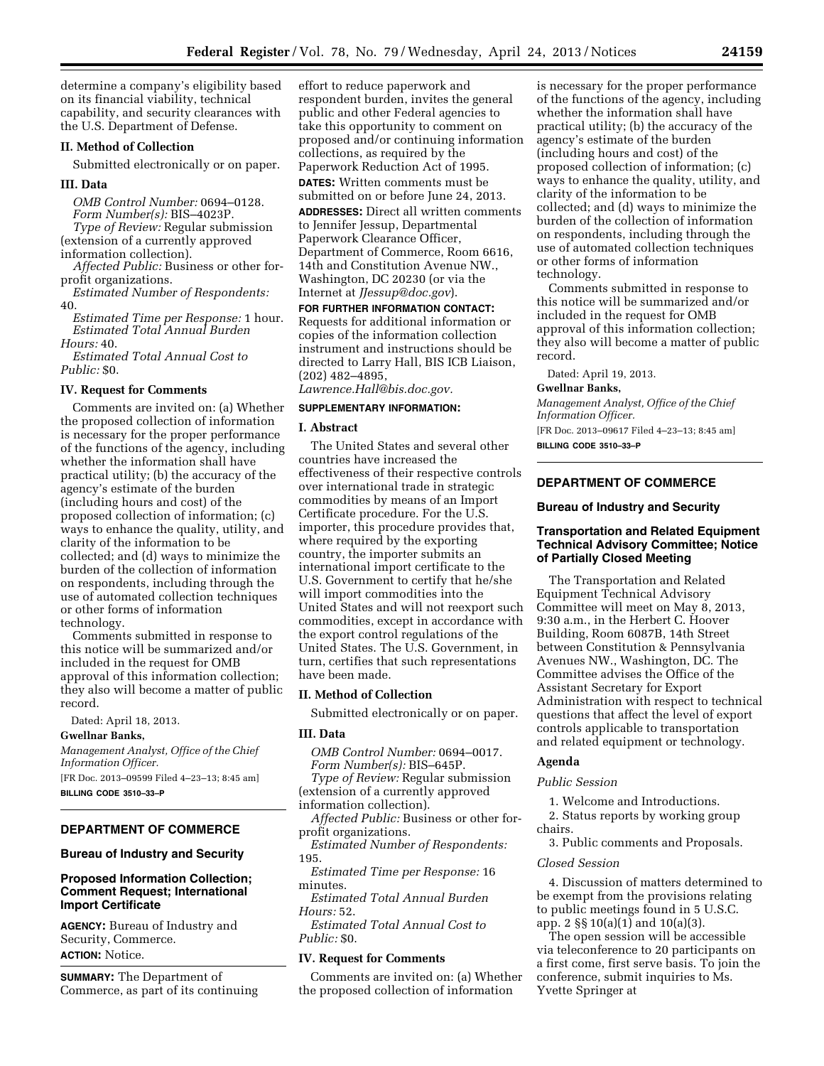determine a company's eligibility based on its financial viability, technical capability, and security clearances with the U.S. Department of Defense.

## II. Method of Collection

Submitted electronically or on paper.

## III. Data

*OMB Control Number:* 0694–0128.
*Form Number(s):* BIS–4023P.
*Type of Review:* Regular submission (extension of a currently approved information collection).
*Affected Public:* Business or other for-profit organizations.
*Estimated Number of Respondents:* 40.
*Estimated Time per Response:* 1 hour.
*Estimated Total Annual Burden Hours:* 40.
*Estimated Total Annual Cost to Public:* $0.

## IV. Request for Comments

Comments are invited on: (a) Whether the proposed collection of information is necessary for the proper performance of the functions of the agency, including whether the information shall have practical utility; (b) the accuracy of the agency's estimate of the burden (including hours and cost) of the proposed collection of information; (c) ways to enhance the quality, utility, and clarity of the information to be collected; and (d) ways to minimize the burden of the collection of information on respondents, including through the use of automated collection techniques or other forms of information technology.

Comments submitted in response to this notice will be summarized and/or included in the request for OMB approval of this information collection; they also will become a matter of public record.

Dated: April 18, 2013.

**Gwellnar Banks,**

*Management Analyst, Office of the Chief Information Officer.*

[FR Doc. 2013–09599 Filed 4–23–13; 8:45 am]

**BILLING CODE 3510–33–P**

---

# DEPARTMENT OF COMMERCE

## Bureau of Industry and Security

### Proposed Information Collection; Comment Request; International Import Certificate

**AGENCY:** Bureau of Industry and Security, Commerce.

**ACTION:** Notice.

**SUMMARY:** The Department of Commerce, as part of its continuing effort to reduce paperwork and respondent burden, invites the general public and other Federal agencies to take this opportunity to comment on proposed and/or continuing information collections, as required by the Paperwork Reduction Act of 1995.

**DATES:** Written comments must be submitted on or before June 24, 2013.

**ADDRESSES:** Direct all written comments to Jennifer Jessup, Departmental Paperwork Clearance Officer, Department of Commerce, Room 6616, 14th and Constitution Avenue NW., Washington, DC 20230 (or via the Internet at *JJessup@doc.gov*).

**FOR FURTHER INFORMATION CONTACT:** Requests for additional information or copies of the information collection instrument and instructions should be directed to Larry Hall, BIS ICB Liaison, (202) 482–4895, *Lawrence.Hall@bis.doc.gov.*

**SUPPLEMENTARY INFORMATION:**

## I. Abstract

The United States and several other countries have increased the effectiveness of their respective controls over international trade in strategic commodities by means of an Import Certificate procedure. For the U.S. importer, this procedure provides that, where required by the exporting country, the importer submits an international import certificate to the U.S. Government to certify that he/she will import commodities into the United States and will not reexport such commodities, except in accordance with the export control regulations of the United States. The U.S. Government, in turn, certifies that such representations have been made.

## II. Method of Collection

Submitted electronically or on paper.

## III. Data

*OMB Control Number:* 0694–0017.
*Form Number(s):* BIS–645P.
*Type of Review:* Regular submission (extension of a currently approved information collection).
*Affected Public:* Business or other for-profit organizations.
*Estimated Number of Respondents:* 195.
*Estimated Time per Response:* 16 minutes.
*Estimated Total Annual Burden Hours:* 52.
*Estimated Total Annual Cost to Public:* $0.

## IV. Request for Comments

Comments are invited on: (a) Whether the proposed collection of information is necessary for the proper performance of the functions of the agency, including whether the information shall have practical utility; (b) the accuracy of the agency's estimate of the burden (including hours and cost) of the proposed collection of information; (c) ways to enhance the quality, utility, and clarity of the information to be collected; and (d) ways to minimize the burden of the collection of information on respondents, including through the use of automated collection techniques or other forms of information technology.

Comments submitted in response to this notice will be summarized and/or included in the request for OMB approval of this information collection; they also will become a matter of public record.

Dated: April 19, 2013.

**Gwellnar Banks,**

*Management Analyst, Office of the Chief Information Officer.*

[FR Doc. 2013–09617 Filed 4–23–13; 8:45 am]

**BILLING CODE 3510–33–P**

---

# DEPARTMENT OF COMMERCE

## Bureau of Industry and Security

### Transportation and Related Equipment Technical Advisory Committee; Notice of Partially Closed Meeting

The Transportation and Related Equipment Technical Advisory Committee will meet on May 8, 2013, 9:30 a.m., in the Herbert C. Hoover Building, Room 6087B, 14th Street between Constitution & Pennsylvania Avenues NW., Washington, DC. The Committee advises the Office of the Assistant Secretary for Export Administration with respect to technical questions that affect the level of export controls applicable to transportation and related equipment or technology.

## Agenda

*Public Session*

1. Welcome and Introductions.
2. Status reports by working group chairs.
3. Public comments and Proposals.

*Closed Session*

4. Discussion of matters determined to be exempt from the provisions relating to public meetings found in 5 U.S.C. app. 2 §§ 10(a)(1) and 10(a)(3).

The open session will be accessible via teleconference to 20 participants on a first come, first serve basis. To join the conference, submit inquiries to Ms. Yvette Springer at